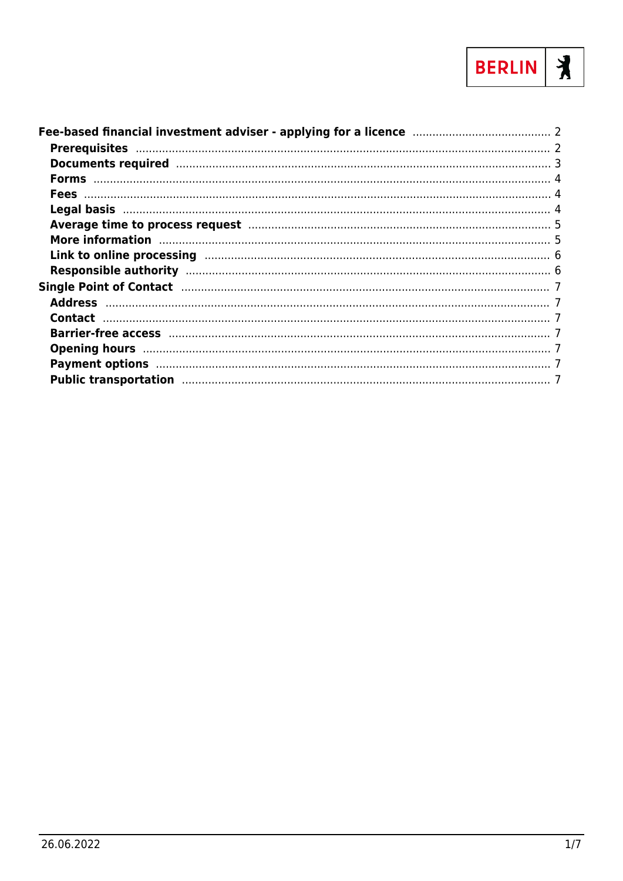- **Fee-based financial investment adviser - applying for a licence** ..... 2
  - **Prerequisites** ..... 2
  - **Documents required** ..... 3
  - **Forms** ..... 4
  - **Fees** ..... 4
  - **Legal basis** ..... 4
  - **Average time to process request** ..... 5
  - **More information** ..... 5
  - **Link to online processing** ..... 6
  - **Responsible authority** ..... 6
- **Single Point of Contact** ..... 7
  - **Address** ..... 7
  - **Contact** ..... 7
  - **Barrier-free access** ..... 7
  - **Opening hours** ..... 7
  - **Payment options** ..... 7
  - **Public transportation** ..... 7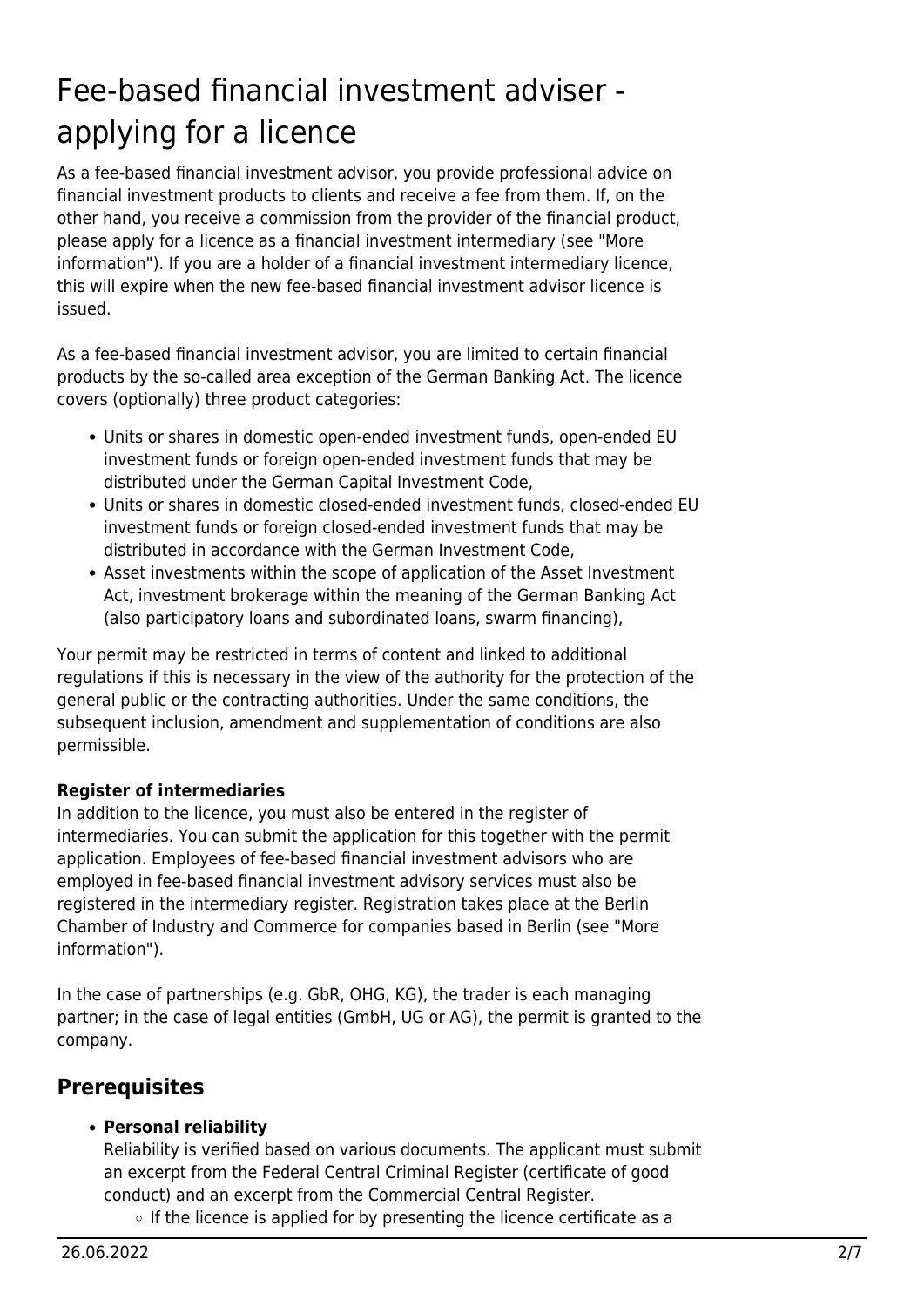# Fee-based financial investment adviser - applying for a licence

As a fee-based financial investment advisor, you provide professional advice on financial investment products to clients and receive a fee from them. If, on the other hand, you receive a commission from the provider of the financial product, please apply for a licence as a financial investment intermediary (see "More information"). If you are a holder of a financial investment intermediary licence, this will expire when the new fee-based financial investment advisor licence is issued.

As a fee-based financial investment advisor, you are limited to certain financial products by the so-called area exception of the German Banking Act. The licence covers (optionally) three product categories:

- Units or shares in domestic open-ended investment funds, open-ended EU investment funds or foreign open-ended investment funds that may be distributed under the German Capital Investment Code,
- Units or shares in domestic closed-ended investment funds, closed-ended EU investment funds or foreign closed-ended investment funds that may be distributed in accordance with the German Investment Code,
- Asset investments within the scope of application of the Asset Investment Act, investment brokerage within the meaning of the German Banking Act (also participatory loans and subordinated loans, swarm financing),

Your permit may be restricted in terms of content and linked to additional regulations if this is necessary in the view of the authority for the protection of the general public or the contracting authorities. Under the same conditions, the subsequent inclusion, amendment and supplementation of conditions are also permissible.

**Register of intermediaries**
In addition to the licence, you must also be entered in the register of intermediaries. You can submit the application for this together with the permit application. Employees of fee-based financial investment advisors who are employed in fee-based financial investment advisory services must also be registered in the intermediary register. Registration takes place at the Berlin Chamber of Industry and Commerce for companies based in Berlin (see "More information").

In the case of partnerships (e.g. GbR, OHG, KG), the trader is each managing partner; in the case of legal entities (GmbH, UG or AG), the permit is granted to the company.

## Prerequisites

- **Personal reliability**
  Reliability is verified based on various documents. The applicant must submit an excerpt from the Federal Central Criminal Register (certificate of good conduct) and an excerpt from the Commercial Central Register.
    - If the licence is applied for by presenting the licence certificate as a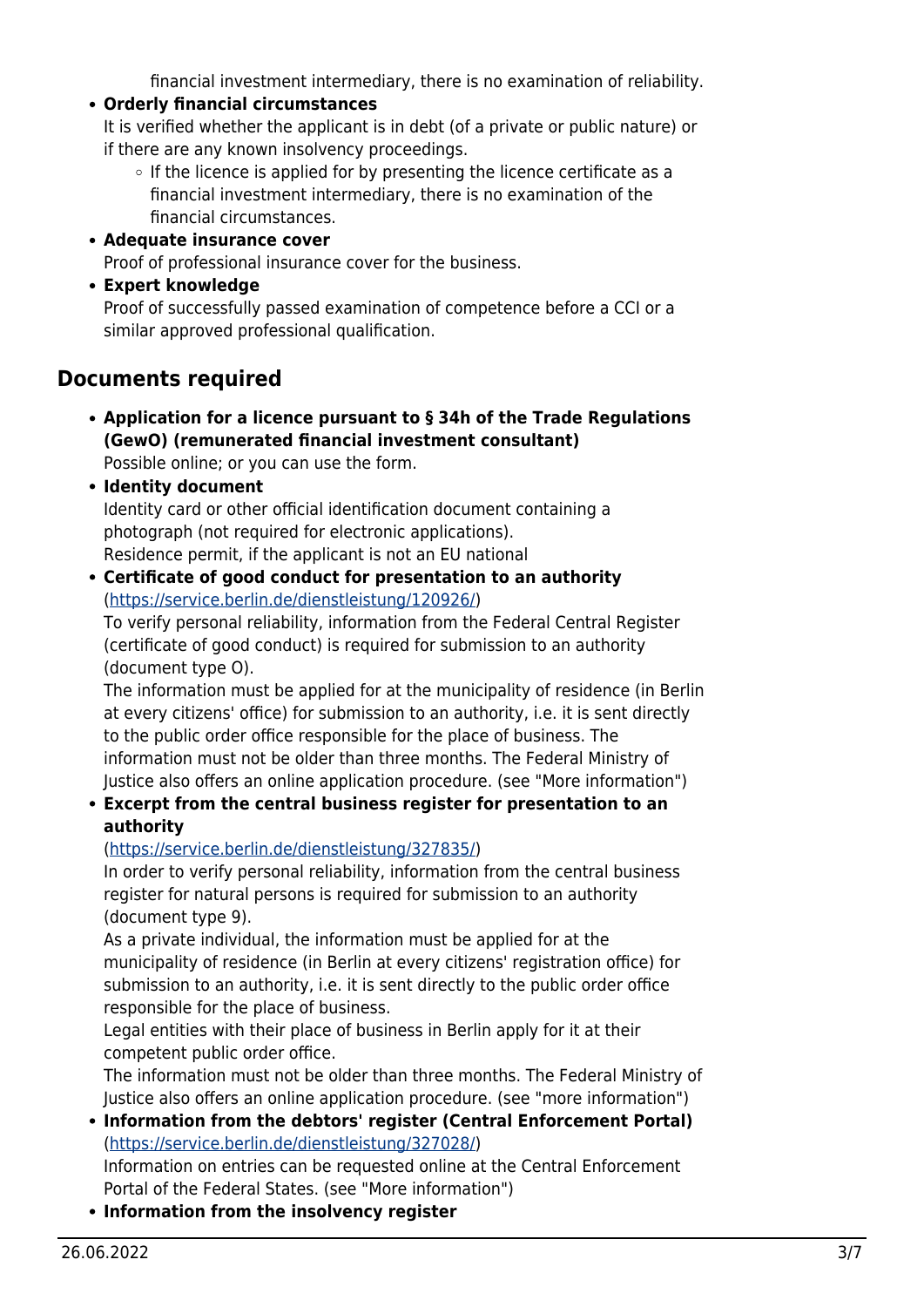financial investment intermediary, there is no examination of reliability.

- **Orderly financial circumstances**
  It is verified whether the applicant is in debt (of a private or public nature) or if there are any known insolvency proceedings.
  - If the licence is applied for by presenting the licence certificate as a financial investment intermediary, there is no examination of the financial circumstances.
- **Adequate insurance cover**
  Proof of professional insurance cover for the business.
- **Expert knowledge**
  Proof of successfully passed examination of competence before a CCI or a similar approved professional qualification.

## Documents required

- **Application for a licence pursuant to § 34h of the Trade Regulations (GewO) (remunerated financial investment consultant)**
  Possible online; or you can use the form.
- **Identity document**
  Identity card or other official identification document containing a photograph (not required for electronic applications).
  Residence permit, if the applicant is not an EU national
- **Certificate of good conduct for presentation to an authority**
  (https://service.berlin.de/dienstleistung/120926/)
  To verify personal reliability, information from the Federal Central Register (certificate of good conduct) is required for submission to an authority (document type O).
  The information must be applied for at the municipality of residence (in Berlin at every citizens' office) for submission to an authority, i.e. it is sent directly to the public order office responsible for the place of business. The information must not be older than three months. The Federal Ministry of Justice also offers an online application procedure. (see "More information")
- **Excerpt from the central business register for presentation to an authority**
  (https://service.berlin.de/dienstleistung/327835/)
  In order to verify personal reliability, information from the central business register for natural persons is required for submission to an authority (document type 9).
  As a private individual, the information must be applied for at the municipality of residence (in Berlin at every citizens' registration office) for submission to an authority, i.e. it is sent directly to the public order office responsible for the place of business.
  Legal entities with their place of business in Berlin apply for it at their competent public order office.
  The information must not be older than three months. The Federal Ministry of Justice also offers an online application procedure. (see "more information")
- **Information from the debtors' register (Central Enforcement Portal)**
  (https://service.berlin.de/dienstleistung/327028/)
  Information on entries can be requested online at the Central Enforcement Portal of the Federal States. (see "More information")
- **Information from the insolvency register**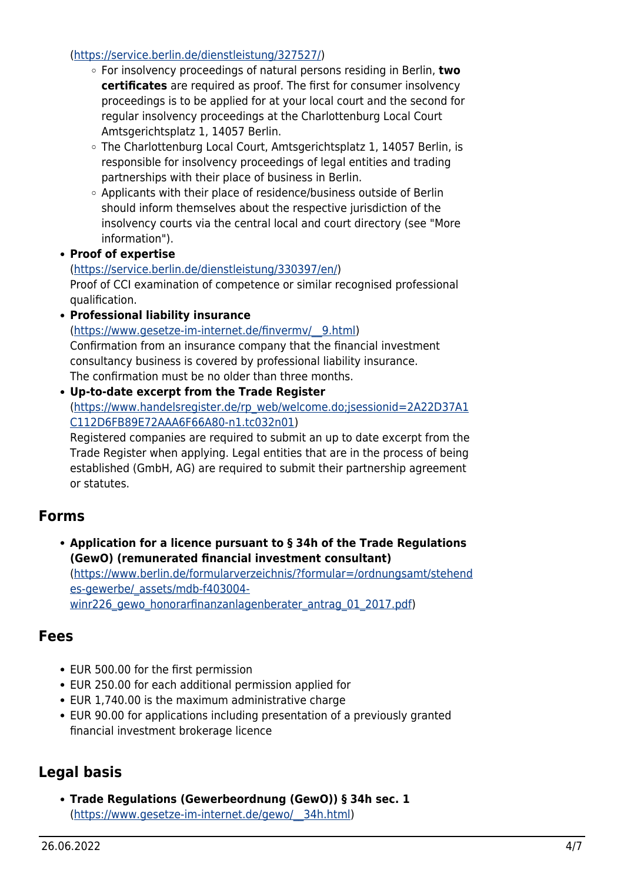(https://service.berlin.de/dienstleistung/327527/)

   - For insolvency proceedings of natural persons residing in Berlin, **two certificates** are required as proof. The first for consumer insolvency proceedings is to be applied for at your local court and the second for regular insolvency proceedings at the Charlottenburg Local Court Amtsgerichtsplatz 1, 14057 Berlin.
   - The Charlottenburg Local Court, Amtsgerichtsplatz 1, 14057 Berlin, is responsible for insolvency proceedings of legal entities and trading partnerships with their place of business in Berlin.
   - Applicants with their place of residence/business outside of Berlin should inform themselves about the respective jurisdiction of the insolvency courts via the central local and court directory (see "More information").

- **Proof of expertise**
  (https://service.berlin.de/dienstleistung/330397/en/)
  Proof of CCI examination of competence or similar recognised professional qualification.
- **Professional liability insurance**
  (https://www.gesetze-im-internet.de/finvermv/__9.html)
  Confirmation from an insurance company that the financial investment consultancy business is covered by professional liability insurance.
  The confirmation must be no older than three months.
- **Up-to-date excerpt from the Trade Register**
  (https://www.handelsregister.de/rp_web/welcome.do;jsessionid=2A22D37A1C112D6FB89E72AAA6F66A80-n1.tc032n01)
  Registered companies are required to submit an up to date excerpt from the Trade Register when applying. Legal entities that are in the process of being established (GmbH, AG) are required to submit their partnership agreement or statutes.

## Forms

- **Application for a licence pursuant to § 34h of the Trade Regulations (GewO) (remunerated financial investment consultant)**
  (https://www.berlin.de/formularverzeichnis/?formular=/ordnungsamt/stehendes-gewerbe/_assets/mdb-f403004-winr226_gewo_honorarfinanzanlagenberater_antrag_01_2017.pdf)

## Fees

- EUR 500.00 for the first permission
- EUR 250.00 for each additional permission applied for
- EUR 1,740.00 is the maximum administrative charge
- EUR 90.00 for applications including presentation of a previously granted financial investment brokerage licence

## Legal basis

- **Trade Regulations (Gewerbeordnung (GewO)) § 34h sec. 1**
  (https://www.gesetze-im-internet.de/gewo/__34h.html)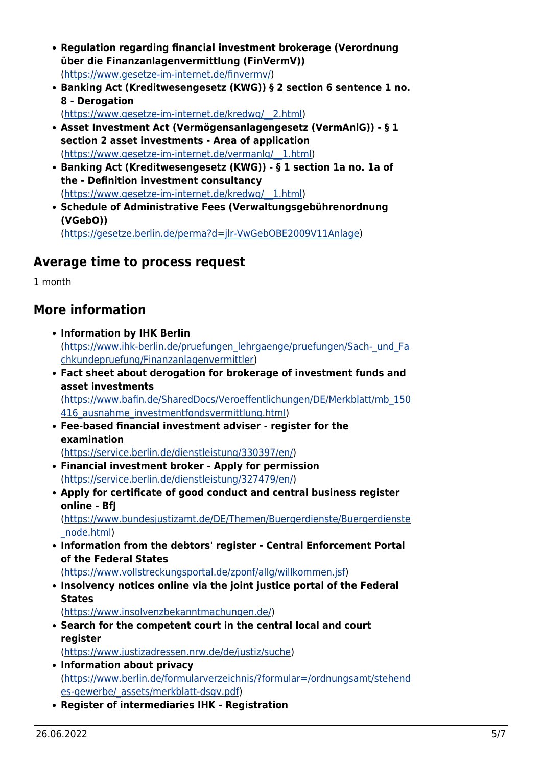- **Regulation regarding financial investment brokerage (Verordnung über die Finanzanlagenvermittlung (FinVermV))** (https://www.gesetze-im-internet.de/finvermv/)
- **Banking Act (Kreditwesengesetz (KWG)) § 2 section 6 sentence 1 no. 8 - Derogation** (https://www.gesetze-im-internet.de/kredwg/__2.html)
- **Asset Investment Act (Vermögensanlagengesetz (VermAnlG)) - § 1 section 2 asset investments - Area of application** (https://www.gesetze-im-internet.de/vermanlg/__1.html)
- **Banking Act (Kreditwesengesetz (KWG)) - § 1 section 1a no. 1a of the - Definition investment consultancy** (https://www.gesetze-im-internet.de/kredwg/__1.html)
- **Schedule of Administrative Fees (Verwaltungsgebührenordnung (VGebO))** (https://gesetze.berlin.de/perma?d=jlr-VwGebOBE2009V11Anlage)

## Average time to process request

1 month

## More information

- **Information by IHK Berlin** (https://www.ihk-berlin.de/pruefungen_lehrgaenge/pruefungen/Sach-_und_Fachkundepruefung/Finanzanlagenvermittler)
- **Fact sheet about derogation for brokerage of investment funds and asset investments** (https://www.bafin.de/SharedDocs/Veroeffentlichungen/DE/Merkblatt/mb_150416_ausnahme_investmentfondsvermittlung.html)
- **Fee-based financial investment adviser - register for the examination** (https://service.berlin.de/dienstleistung/330397/en/)
- **Financial investment broker - Apply for permission** (https://service.berlin.de/dienstleistung/327479/en/)
- **Apply for certificate of good conduct and central business register online - BfJ** (https://www.bundesjustizamt.de/DE/Themen/Buergerdienste/Buergerdienste_node.html)
- **Information from the debtors' register - Central Enforcement Portal of the Federal States** (https://www.vollstreckungsportal.de/zponf/allg/willkommen.jsf)
- **Insolvency notices online via the joint justice portal of the Federal States** (https://www.insolvenzbekanntmachungen.de/)
- **Search for the competent court in the central local and court register** (https://www.justizadressen.nrw.de/de/justiz/suche)
- **Information about privacy** (https://www.berlin.de/formularverzeichnis/?formular=/ordnungsamt/stehendes-gewerbe/_assets/merkblatt-dsgv.pdf)
- **Register of intermediaries IHK - Registration**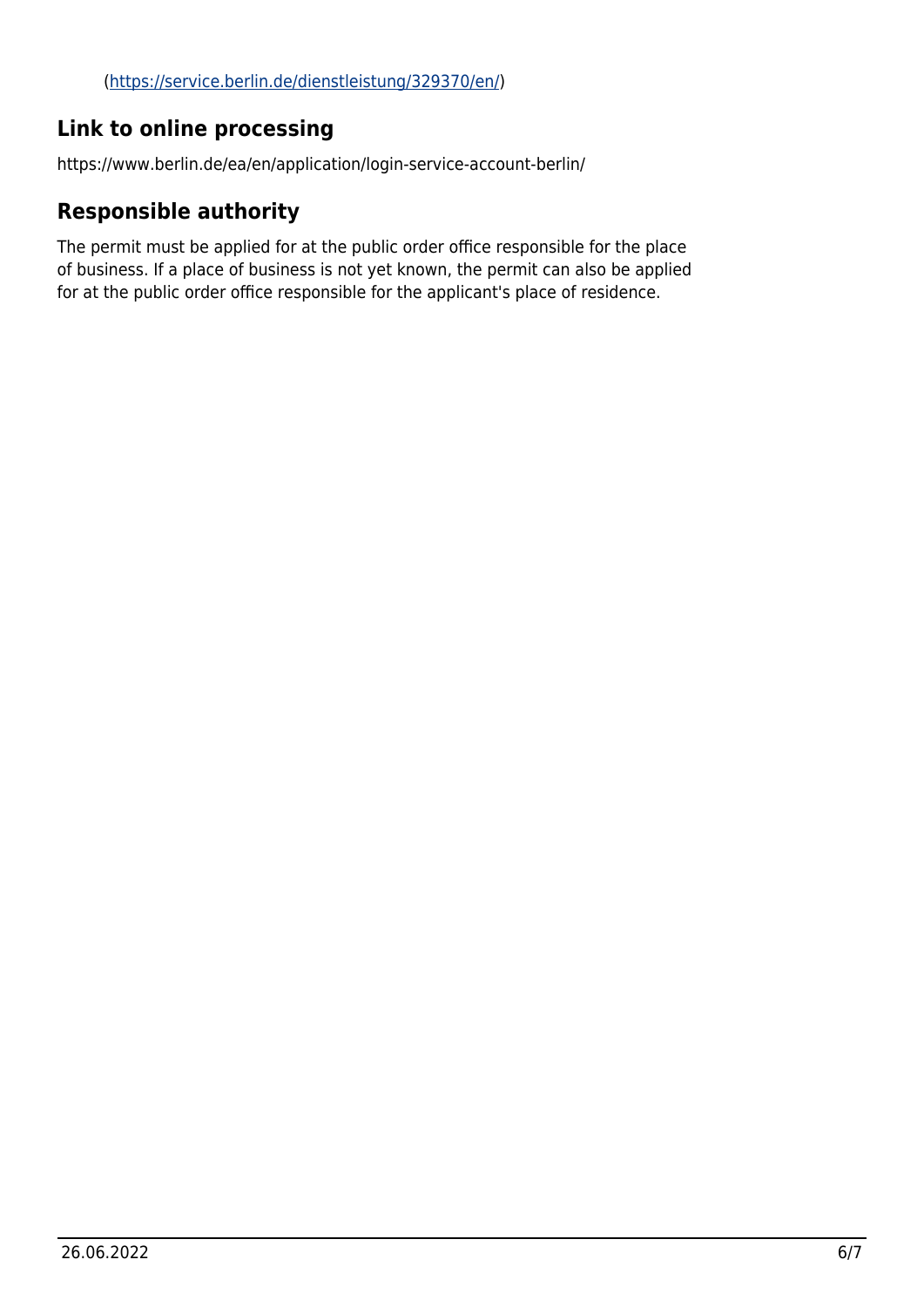(https://service.berlin.de/dienstleistung/329370/en/)

## Link to online processing

https://www.berlin.de/ea/en/application/login-service-account-berlin/

## Responsible authority

The permit must be applied for at the public order office responsible for the place of business. If a place of business is not yet known, the permit can also be applied for at the public order office responsible for the applicant's place of residence.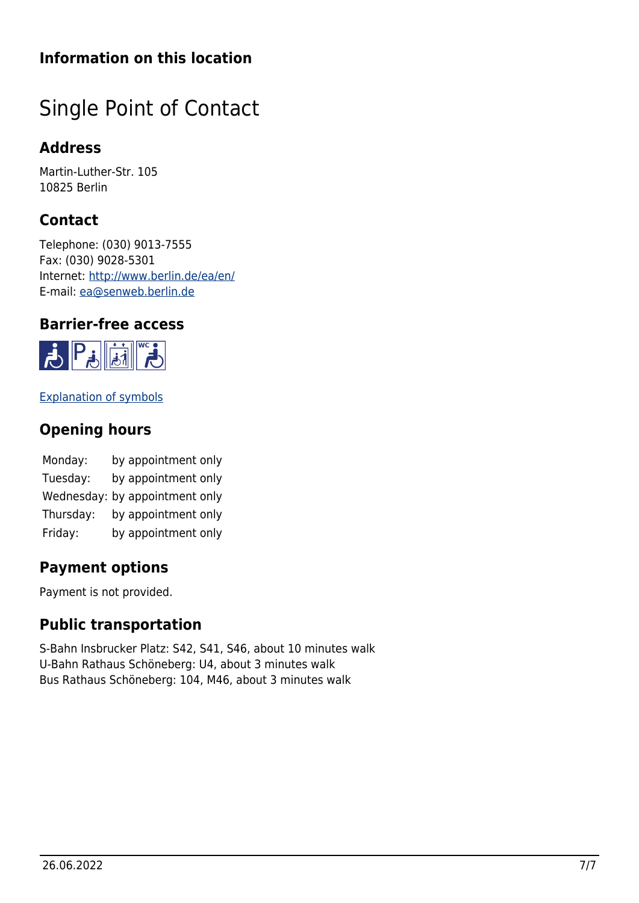### Information on this location

# Single Point of Contact

### Address

Martin-Luther-Str. 105
10825 Berlin

### Contact

Telephone: (030) 9013-7555
Fax: (030) 9028-5301
Internet: [http://www.berlin.de/ea/en/](http://www.berlin.de/ea/en/)
E-mail: [ea@senweb.berlin.de](mailto:ea@senweb.berlin.de)

### Barrier-free access

[Explanation of symbols]()

### Opening hours

| | |
|---|---|
| Monday: | by appointment only |
| Tuesday: | by appointment only |
| Wednesday: | by appointment only |
| Thursday: | by appointment only |
| Friday: | by appointment only |

### Payment options

Payment is not provided.

### Public transportation

S-Bahn Insbrucker Platz: S42, S41, S46, about 10 minutes walk
U-Bahn Rathaus Schöneberg: U4, about 3 minutes walk
Bus Rathaus Schöneberg: 104, M46, about 3 minutes walk